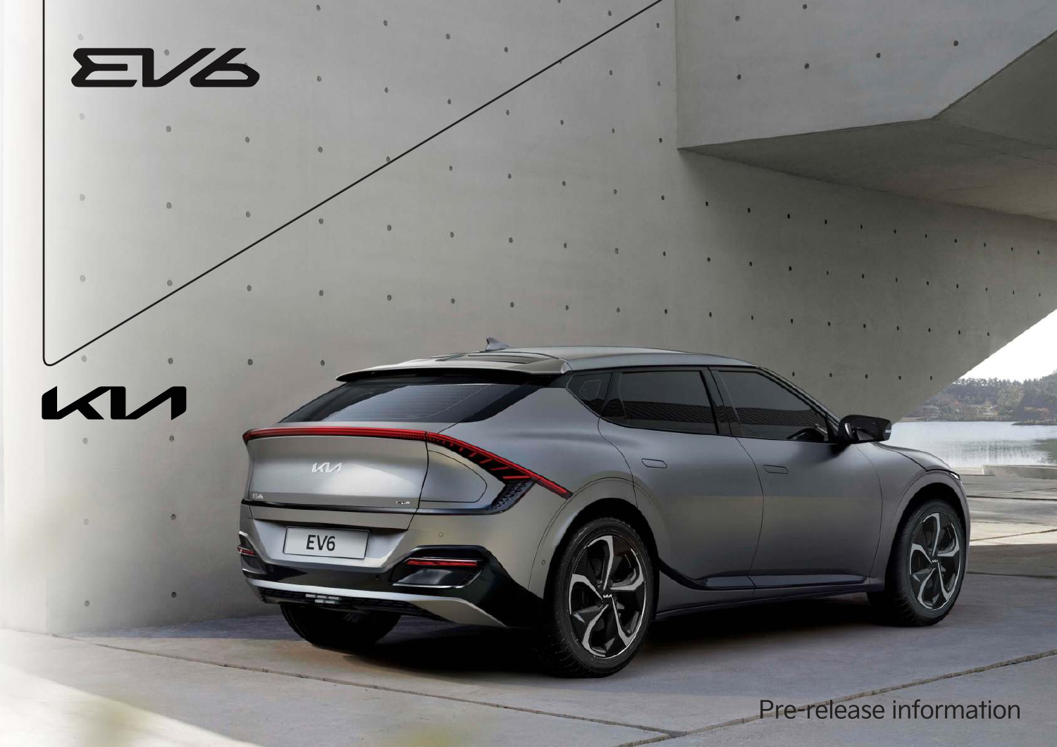# EV6

KIA

Pre-release information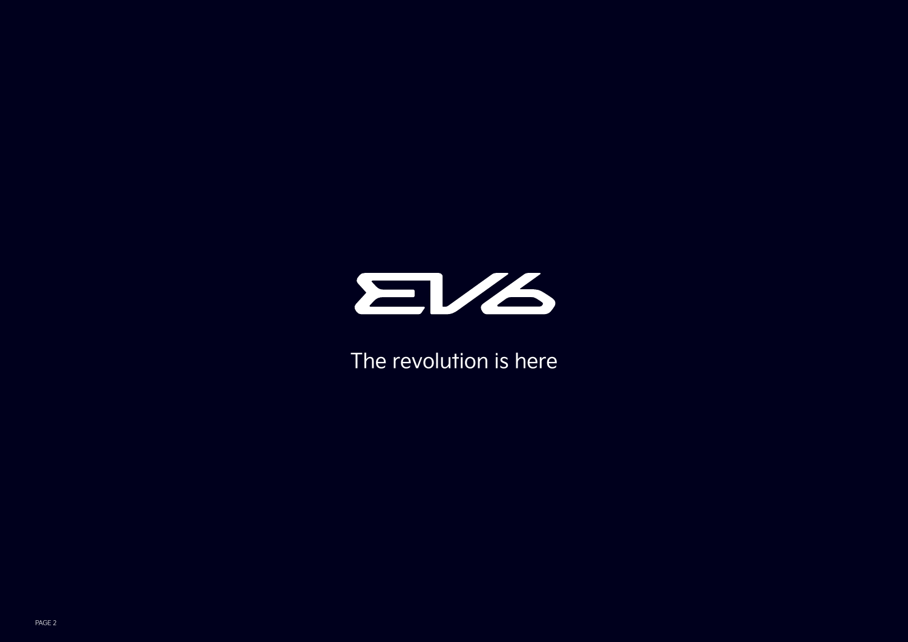# EV6

The revolution is here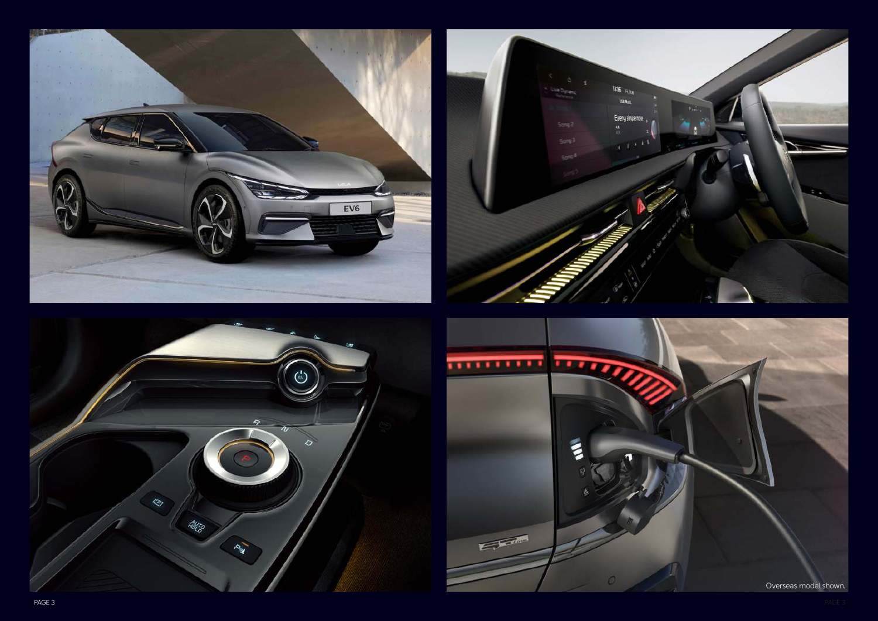Overseas model shown.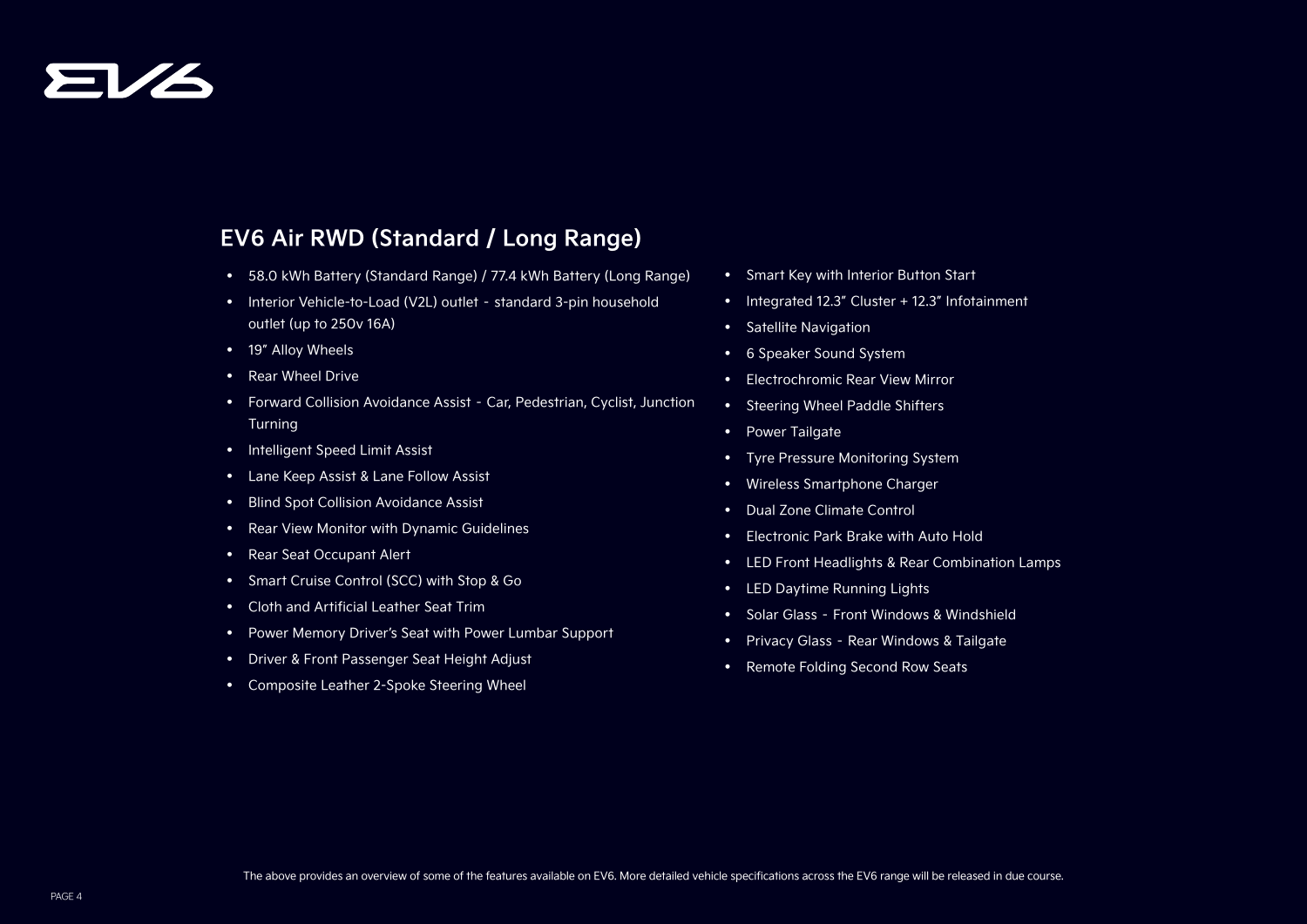## EV6 Air RWD (Standard / Long Range)

- 58.0 kWh Battery (Standard Range) / 77.4 kWh Battery (Long Range)
- Interior Vehicle-to-Load (V2L) outlet - standard 3-pin household outlet (up to 250v 16A)
- 19" Alloy Wheels
- Rear Wheel Drive
- Forward Collision Avoidance Assist - Car, Pedestrian, Cyclist, Junction Turning
- Intelligent Speed Limit Assist
- Lane Keep Assist & Lane Follow Assist
- Blind Spot Collision Avoidance Assist
- Rear View Monitor with Dynamic Guidelines
- Rear Seat Occupant Alert
- Smart Cruise Control (SCC) with Stop & Go
- Cloth and Artificial Leather Seat Trim
- Power Memory Driver's Seat with Power Lumbar Support
- Driver & Front Passenger Seat Height Adjust
- Composite Leather 2-Spoke Steering Wheel
- Smart Key with Interior Button Start
- Integrated 12.3" Cluster + 12.3" Infotainment
- Satellite Navigation
- 6 Speaker Sound System
- Electrochromic Rear View Mirror
- Steering Wheel Paddle Shifters
- Power Tailgate
- Tyre Pressure Monitoring System
- Wireless Smartphone Charger
- Dual Zone Climate Control
- Electronic Park Brake with Auto Hold
- LED Front Headlights & Rear Combination Lamps
- LED Daytime Running Lights
- Solar Glass - Front Windows & Windshield
- Privacy Glass - Rear Windows & Tailgate
- Remote Folding Second Row Seats

The above provides an overview of some of the features available on EV6. More detailed vehicle specifications across the EV6 range will be released in due course.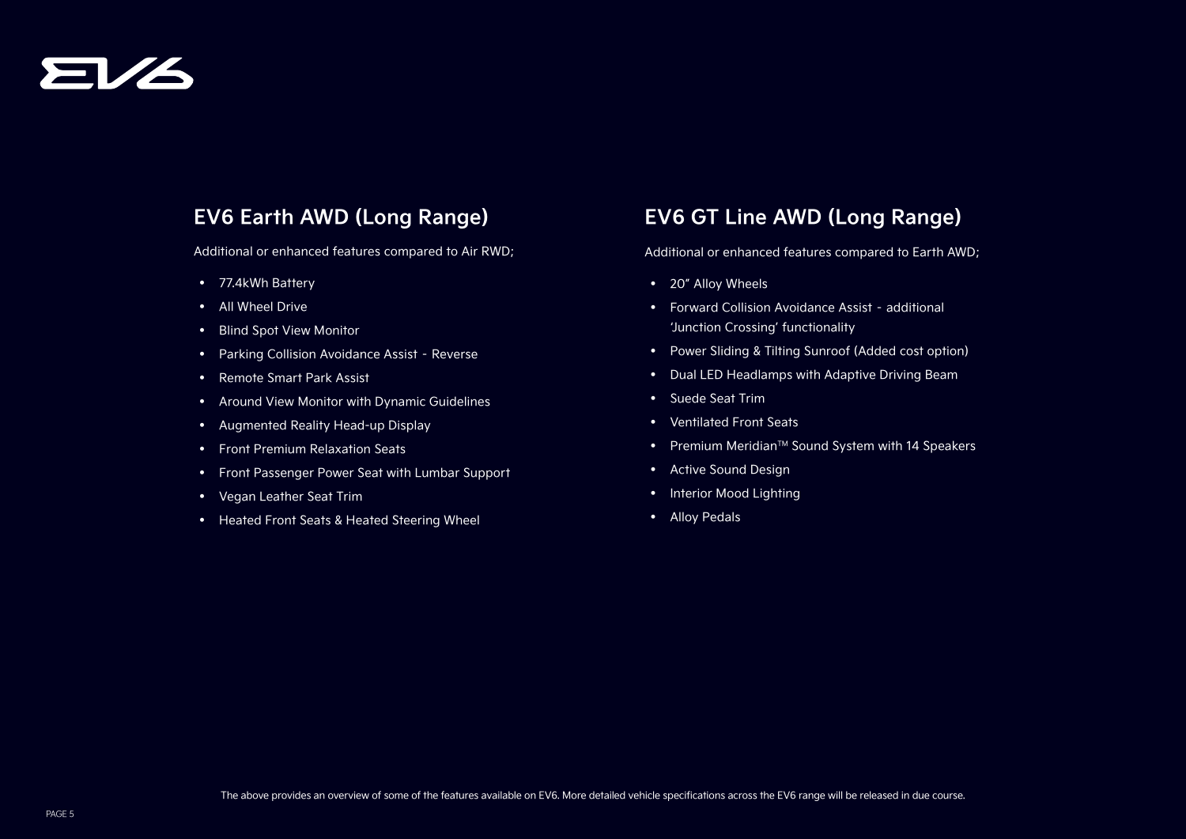# EV6

## EV6 Earth AWD (Long Range)

Additional or enhanced features compared to Air RWD;

- 77.4kWh Battery
- All Wheel Drive
- Blind Spot View Monitor
- Parking Collision Avoidance Assist - Reverse
- Remote Smart Park Assist
- Around View Monitor with Dynamic Guidelines
- Augmented Reality Head-up Display
- Front Premium Relaxation Seats
- Front Passenger Power Seat with Lumbar Support
- Vegan Leather Seat Trim
- Heated Front Seats & Heated Steering Wheel

## EV6 GT Line AWD (Long Range)

Additional or enhanced features compared to Earth AWD;

- 20" Alloy Wheels
- Forward Collision Avoidance Assist - additional 'Junction Crossing' functionality
- Power Sliding & Tilting Sunroof (Added cost option)
- Dual LED Headlamps with Adaptive Driving Beam
- Suede Seat Trim
- Ventilated Front Seats
- Premium Meridian™ Sound System with 14 Speakers
- Active Sound Design
- Interior Mood Lighting
- Alloy Pedals

The above provides an overview of some of the features available on EV6. More detailed vehicle specifications across the EV6 range will be released in due course.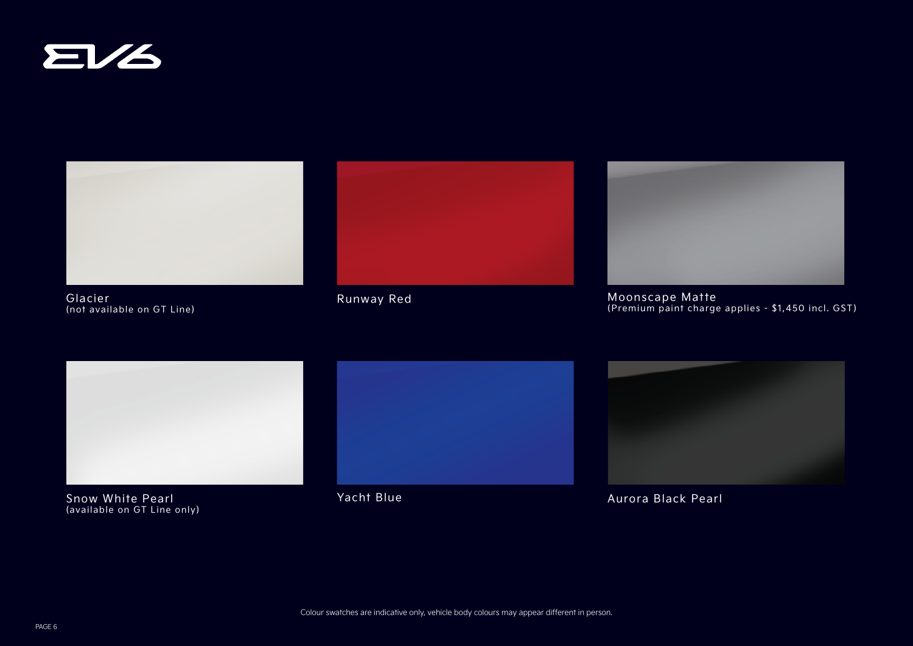# EV6

Glacier
(not available on GT Line)

Runway Red

Moonscape Matte
(Premium paint charge applies - $1,450 incl. GST)

Snow White Pearl
(available on GT Line only)

Yacht Blue

Aurora Black Pearl

Colour swatches are indicative only, vehicle body colours may appear different in person.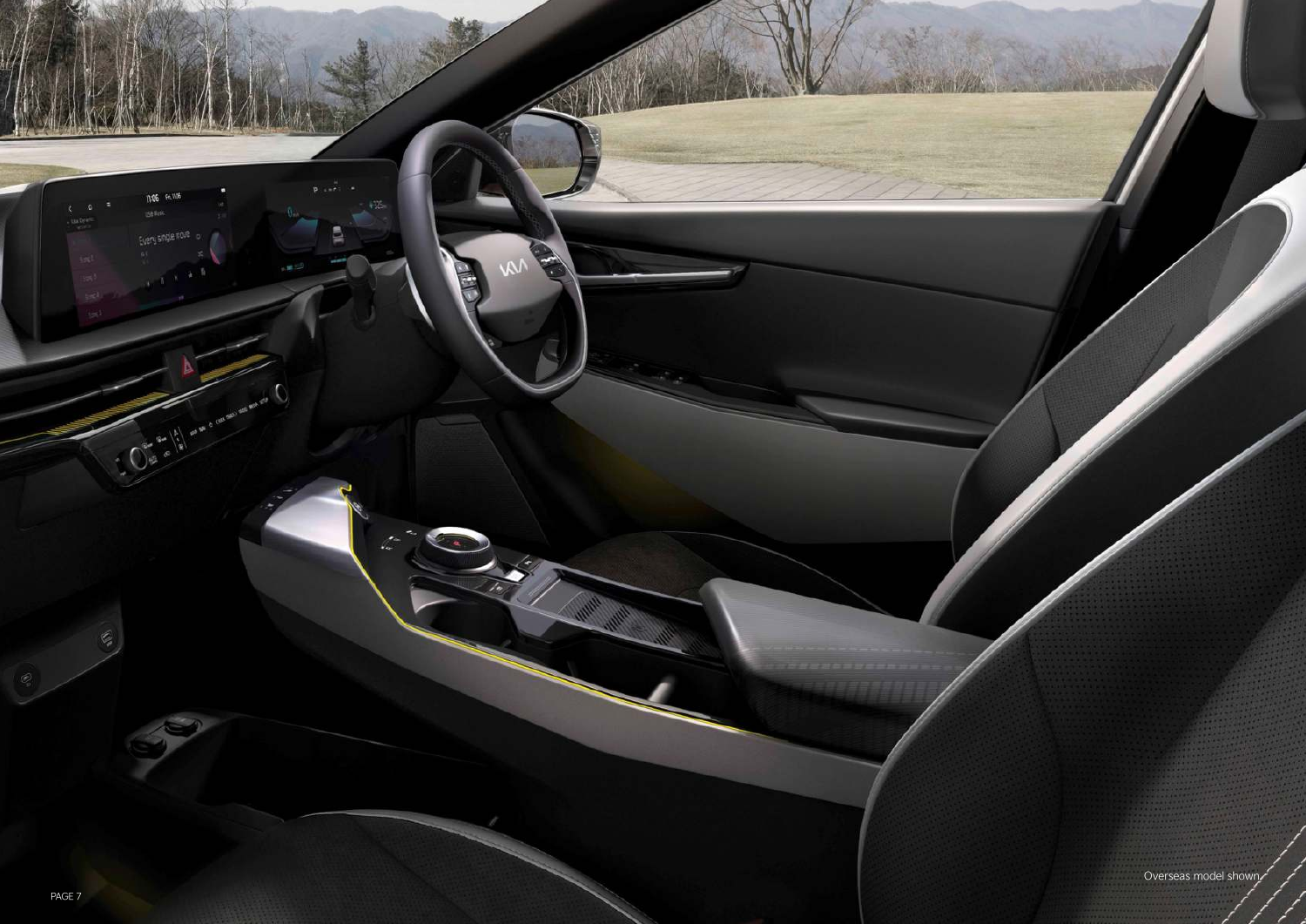Overseas model shown.